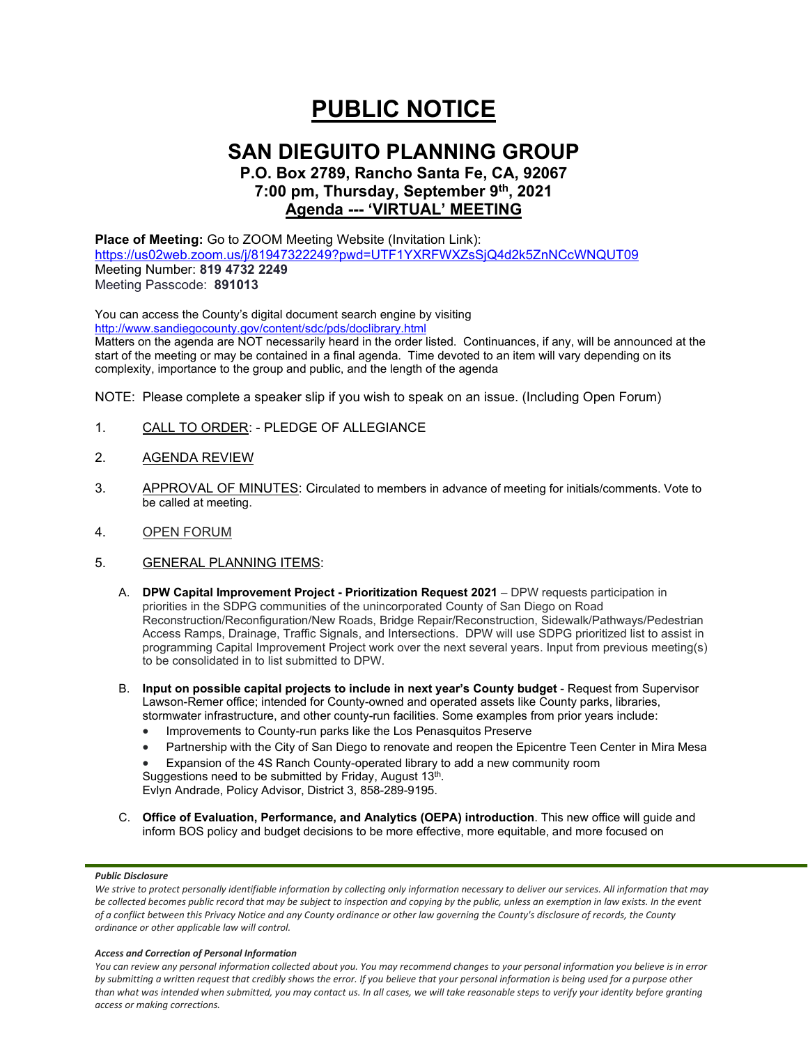# PUBLIC NOTICE

## SAN DIEGUITO PLANNING GROUP

### P.O. Box 2789, Rancho Santa Fe, CA, 92067
### 7:00 pm, Thursday, September 9th, 2021
### Agenda --- 'VIRTUAL' MEETING

**Place of Meeting:** Go to ZOOM Meeting Website (Invitation Link):
https://us02web.zoom.us/j/81947322249?pwd=UTF1YXRFWXZsSjQ4d2k5ZnNCcWNQUT09
Meeting Number: **819 4732 2249**
Meeting Passcode: **891013**

You can access the County's digital document search engine by visiting
http://www.sandiegocounty.gov/content/sdc/pds/doclibrary.html
Matters on the agenda are NOT necessarily heard in the order listed. Continuances, if any, will be announced at the start of the meeting or may be contained in a final agenda. Time devoted to an item will vary depending on its complexity, importance to the group and public, and the length of the agenda

NOTE: Please complete a speaker slip if you wish to speak on an issue. (Including Open Forum)

1. CALL TO ORDER: - PLEDGE OF ALLEGIANCE

2. AGENDA REVIEW

3. APPROVAL OF MINUTES: Circulated to members in advance of meeting for initials/comments. Vote to be called at meeting.

4. OPEN FORUM

5. GENERAL PLANNING ITEMS:

   A. **DPW Capital Improvement Project - Prioritization Request 2021** – DPW requests participation in priorities in the SDPG communities of the unincorporated County of San Diego on Road Reconstruction/Reconfiguration/New Roads, Bridge Repair/Reconstruction, Sidewalk/Pathways/Pedestrian Access Ramps, Drainage, Traffic Signals, and Intersections. DPW will use SDPG prioritized list to assist in programming Capital Improvement Project work over the next several years. Input from previous meeting(s) to be consolidated in to list submitted to DPW.

   B. **Input on possible capital projects to include in next year's County budget** - Request from Supervisor Lawson-Remer office; intended for County-owned and operated assets like County parks, libraries, stormwater infrastructure, and other county-run facilities. Some examples from prior years include:
      - Improvements to County-run parks like the Los Penasquitos Preserve
      - Partnership with the City of San Diego to renovate and reopen the Epicentre Teen Center in Mira Mesa
      - Expansion of the 4S Ranch County-operated library to add a new community room

      Suggestions need to be submitted by Friday, August 13th.
      Evlyn Andrade, Policy Advisor, District 3, 858-289-9195.

   C. **Office of Evaluation, Performance, and Analytics (OEPA) introduction**. This new office will guide and inform BOS policy and budget decisions to be more effective, more equitable, and more focused on

***Public Disclosure***

*We strive to protect personally identifiable information by collecting only information necessary to deliver our services. All information that may be collected becomes public record that may be subject to inspection and copying by the public, unless an exemption in law exists. In the event of a conflict between this Privacy Notice and any County ordinance or other law governing the County's disclosure of records, the County ordinance or other applicable law will control.*

***Access and Correction of Personal Information***

*You can review any personal information collected about you. You may recommend changes to your personal information you believe is in error by submitting a written request that credibly shows the error. If you believe that your personal information is being used for a purpose other than what was intended when submitted, you may contact us. In all cases, we will take reasonable steps to verify your identity before granting access or making corrections.*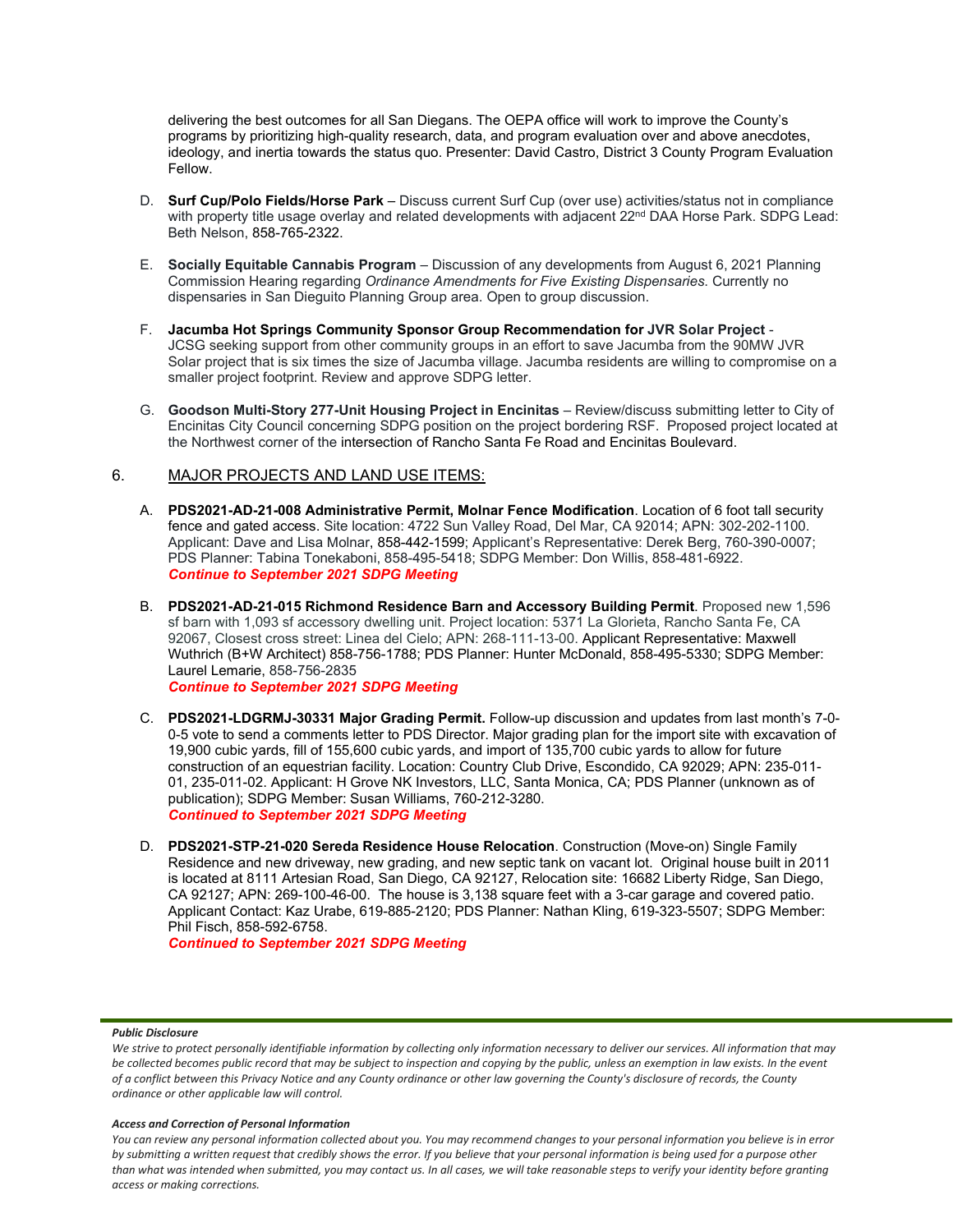delivering the best outcomes for all San Diegans. The OEPA office will work to improve the County's programs by prioritizing high-quality research, data, and program evaluation over and above anecdotes, ideology, and inertia towards the status quo. Presenter: David Castro, District 3 County Program Evaluation Fellow.

D. **Surf Cup/Polo Fields/Horse Park** – Discuss current Surf Cup (over use) activities/status not in compliance with property title usage overlay and related developments with adjacent 22nd DAA Horse Park. SDPG Lead: Beth Nelson, 858-765-2322.

E. **Socially Equitable Cannabis Program** – Discussion of any developments from August 6, 2021 Planning Commission Hearing regarding *Ordinance Amendments for Five Existing Dispensaries*. Currently no dispensaries in San Dieguito Planning Group area. Open to group discussion.

F. **Jacumba Hot Springs Community Sponsor Group Recommendation for JVR Solar Project** - JCSG seeking support from other community groups in an effort to save Jacumba from the 90MW JVR Solar project that is six times the size of Jacumba village. Jacumba residents are willing to compromise on a smaller project footprint. Review and approve SDPG letter.

G. **Goodson Multi-Story 277-Unit Housing Project in Encinitas** – Review/discuss submitting letter to City of Encinitas City Council concerning SDPG position on the project bordering RSF. Proposed project located at the Northwest corner of the intersection of Rancho Santa Fe Road and Encinitas Boulevard.

## 6. MAJOR PROJECTS AND LAND USE ITEMS:

A. **PDS2021-AD-21-008 Administrative Permit, Molnar Fence Modification**. Location of 6 foot tall security fence and gated access. Site location: 4722 Sun Valley Road, Del Mar, CA 92014; APN: 302-202-1100. Applicant: Dave and Lisa Molnar, 858-442-1599; Applicant's Representative: Derek Berg, 760-390-0007; PDS Planner: Tabina Tonekaboni, 858-495-5418; SDPG Member: Don Willis, 858-481-6922.
***Continue to September 2021 SDPG Meeting***

B. **PDS2021-AD-21-015 Richmond Residence Barn and Accessory Building Permit**. Proposed new 1,596 sf barn with 1,093 sf accessory dwelling unit. Project location: 5371 La Glorieta, Rancho Santa Fe, CA 92067, Closest cross street: Linea del Cielo; APN: 268-111-13-00. Applicant Representative: Maxwell Wuthrich (B+W Architect) 858-756-1788; PDS Planner: Hunter McDonald, 858-495-5330; SDPG Member: Laurel Lemarie, 858-756-2835
***Continue to September 2021 SDPG Meeting***

C. **PDS2021-LDGRMJ-30331 Major Grading Permit.** Follow-up discussion and updates from last month's 7-0-0-5 vote to send a comments letter to PDS Director. Major grading plan for the import site with excavation of 19,900 cubic yards, fill of 155,600 cubic yards, and import of 135,700 cubic yards to allow for future construction of an equestrian facility. Location: Country Club Drive, Escondido, CA 92029; APN: 235-011-01, 235-011-02. Applicant: H Grove NK Investors, LLC, Santa Monica, CA; PDS Planner (unknown as of publication); SDPG Member: Susan Williams, 760-212-3280.
***Continued to September 2021 SDPG Meeting***

D. **PDS2021-STP-21-020 Sereda Residence House Relocation**. Construction (Move-on) Single Family Residence and new driveway, new grading, and new septic tank on vacant lot. Original house built in 2011 is located at 8111 Artesian Road, San Diego, CA 92127, Relocation site: 16682 Liberty Ridge, San Diego, CA 92127; APN: 269-100-46-00. The house is 3,138 square feet with a 3-car garage and covered patio. Applicant Contact: Kaz Urabe, 619-885-2120; PDS Planner: Nathan Kling, 619-323-5507; SDPG Member: Phil Fisch, 858-592-6758.
***Continued to September 2021 SDPG Meeting***

***Public Disclosure***

*We strive to protect personally identifiable information by collecting only information necessary to deliver our services. All information that may be collected becomes public record that may be subject to inspection and copying by the public, unless an exemption in law exists. In the event of a conflict between this Privacy Notice and any County ordinance or other law governing the County's disclosure of records, the County ordinance or other applicable law will control.*

***Access and Correction of Personal Information***

*You can review any personal information collected about you. You may recommend changes to your personal information you believe is in error by submitting a written request that credibly shows the error. If you believe that your personal information is being used for a purpose other than what was intended when submitted, you may contact us. In all cases, we will take reasonable steps to verify your identity before granting access or making corrections.*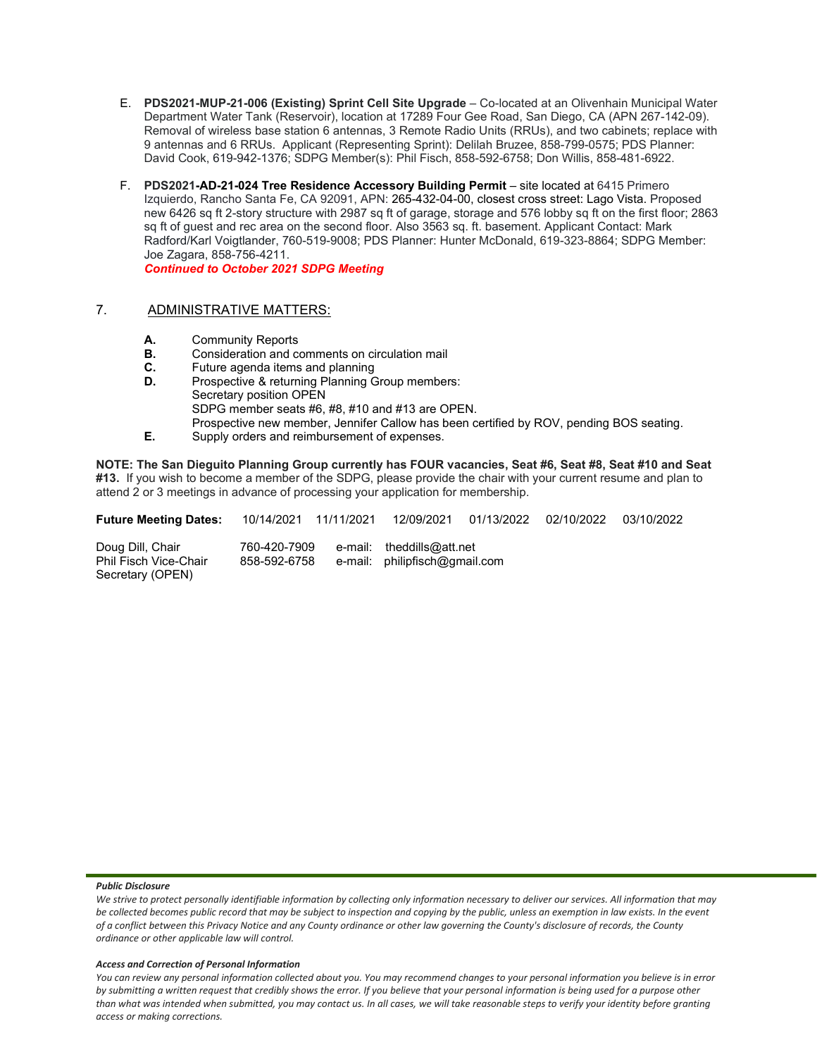E. **PDS2021-MUP-21-006 (Existing) Sprint Cell Site Upgrade** – Co-located at an Olivenhain Municipal Water Department Water Tank (Reservoir), location at 17289 Four Gee Road, San Diego, CA (APN 267-142-09). Removal of wireless base station 6 antennas, 3 Remote Radio Units (RRUs), and two cabinets; replace with 9 antennas and 6 RRUs. Applicant (Representing Sprint): Delilah Bruzee, 858-799-0575; PDS Planner: David Cook, 619-942-1376; SDPG Member(s): Phil Fisch, 858-592-6758; Don Willis, 858-481-6922.

F. **PDS2021-AD-21-024 Tree Residence Accessory Building Permit** – site located at 6415 Primero Izquierdo, Rancho Santa Fe, CA 92091, APN: 265-432-04-00, closest cross street: Lago Vista. Proposed new 6426 sq ft 2-story structure with 2987 sq ft of garage, storage and 576 lobby sq ft on the first floor; 2863 sq ft of guest and rec area on the second floor. Also 3563 sq. ft. basement. Applicant Contact: Mark Radford/Karl Voigtlander, 760-519-9008; PDS Planner: Hunter McDonald, 619-323-8864; SDPG Member: Joe Zagara, 858-756-4211.
***Continued to October 2021 SDPG Meeting***

7. ADMINISTRATIVE MATTERS:

- **A.** Community Reports
- **B.** Consideration and comments on circulation mail
- **C.** Future agenda items and planning
- **D.** Prospective & returning Planning Group members:
  Secretary position OPEN
  SDPG member seats #6, #8, #10 and #13 are OPEN.
  Prospective new member, Jennifer Callow has been certified by ROV, pending BOS seating.
- **E.** Supply orders and reimbursement of expenses.

**NOTE: The San Dieguito Planning Group currently has FOUR vacancies, Seat #6, Seat #8, Seat #10 and Seat #13.** If you wish to become a member of the SDPG, please provide the chair with your current resume and plan to attend 2 or 3 meetings in advance of processing your application for membership.

**Future Meeting Dates:** 10/14/2021 11/11/2021 12/09/2021 01/13/2022 02/10/2022 03/10/2022

Doug Dill, Chair 760-420-7909 e-mail: theddills@att.net
Phil Fisch Vice-Chair 858-592-6758 e-mail: philipfisch@gmail.com
Secretary (OPEN)

***Public Disclosure***
*We strive to protect personally identifiable information by collecting only information necessary to deliver our services. All information that may be collected becomes public record that may be subject to inspection and copying by the public, unless an exemption in law exists. In the event of a conflict between this Privacy Notice and any County ordinance or other law governing the County's disclosure of records, the County ordinance or other applicable law will control.*

***Access and Correction of Personal Information***
*You can review any personal information collected about you. You may recommend changes to your personal information you believe is in error by submitting a written request that credibly shows the error. If you believe that your personal information is being used for a purpose other than what was intended when submitted, you may contact us. In all cases, we will take reasonable steps to verify your identity before granting access or making corrections.*